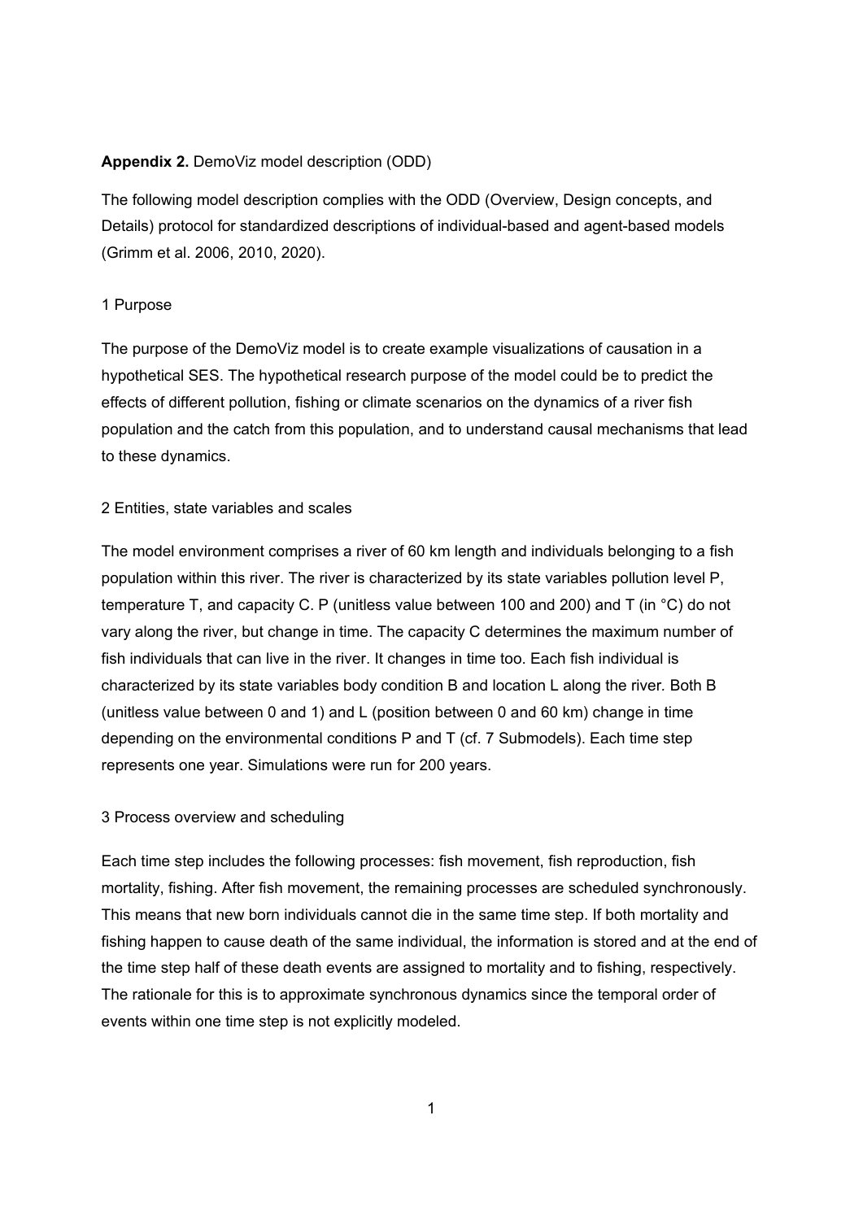**Appendix 2.** DemoViz model description (ODD)

The following model description complies with the ODD (Overview, Design concepts, and Details) protocol for standardized descriptions of individual-based and agent-based models (Grimm et al. 2006, 2010, 2020).

## 1 Purpose

The purpose of the DemoViz model is to create example visualizations of causation in a hypothetical SES. The hypothetical research purpose of the model could be to predict the effects of different pollution, fishing or climate scenarios on the dynamics of a river fish population and the catch from this population, and to understand causal mechanisms that lead to these dynamics.

## 2 Entities, state variables and scales

The model environment comprises a river of 60 km length and individuals belonging to a fish population within this river. The river is characterized by its state variables pollution level P, temperature T, and capacity C. P (unitless value between 100 and 200) and T (in °C) do not vary along the river, but change in time. The capacity C determines the maximum number of fish individuals that can live in the river. It changes in time too. Each fish individual is characterized by its state variables body condition B and location L along the river. Both B (unitless value between 0 and 1) and L (position between 0 and 60 km) change in time depending on the environmental conditions P and T (cf. 7 Submodels). Each time step represents one year. Simulations were run for 200 years.

## 3 Process overview and scheduling

Each time step includes the following processes: fish movement, fish reproduction, fish mortality, fishing. After fish movement, the remaining processes are scheduled synchronously. This means that new born individuals cannot die in the same time step. If both mortality and fishing happen to cause death of the same individual, the information is stored and at the end of the time step half of these death events are assigned to mortality and to fishing, respectively. The rationale for this is to approximate synchronous dynamics since the temporal order of events within one time step is not explicitly modeled.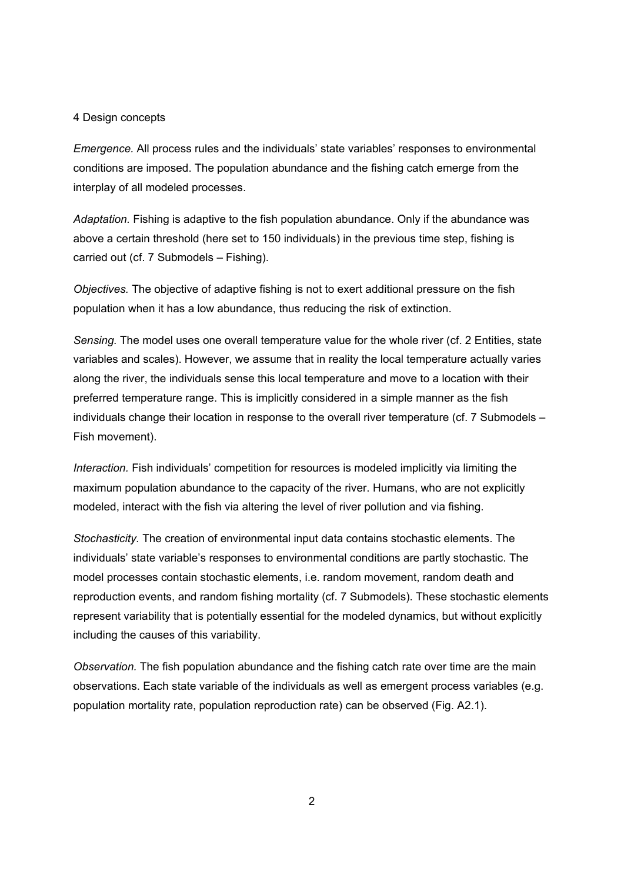## 4 Design concepts

*Emergence.* All process rules and the individuals' state variables' responses to environmental conditions are imposed. The population abundance and the fishing catch emerge from the interplay of all modeled processes.

*Adaptation.* Fishing is adaptive to the fish population abundance. Only if the abundance was above a certain threshold (here set to 150 individuals) in the previous time step, fishing is carried out (cf. 7 Submodels – Fishing).

*Objectives.* The objective of adaptive fishing is not to exert additional pressure on the fish population when it has a low abundance, thus reducing the risk of extinction.

*Sensing.* The model uses one overall temperature value for the whole river (cf. 2 Entities, state variables and scales). However, we assume that in reality the local temperature actually varies along the river, the individuals sense this local temperature and move to a location with their preferred temperature range. This is implicitly considered in a simple manner as the fish individuals change their location in response to the overall river temperature (cf. 7 Submodels – Fish movement).

*Interaction.* Fish individuals' competition for resources is modeled implicitly via limiting the maximum population abundance to the capacity of the river. Humans, who are not explicitly modeled, interact with the fish via altering the level of river pollution and via fishing.

*Stochasticity.* The creation of environmental input data contains stochastic elements. The individuals' state variable's responses to environmental conditions are partly stochastic. The model processes contain stochastic elements, i.e. random movement, random death and reproduction events, and random fishing mortality (cf. 7 Submodels). These stochastic elements represent variability that is potentially essential for the modeled dynamics, but without explicitly including the causes of this variability.

*Observation.* The fish population abundance and the fishing catch rate over time are the main observations. Each state variable of the individuals as well as emergent process variables (e.g. population mortality rate, population reproduction rate) can be observed (Fig. A2.1).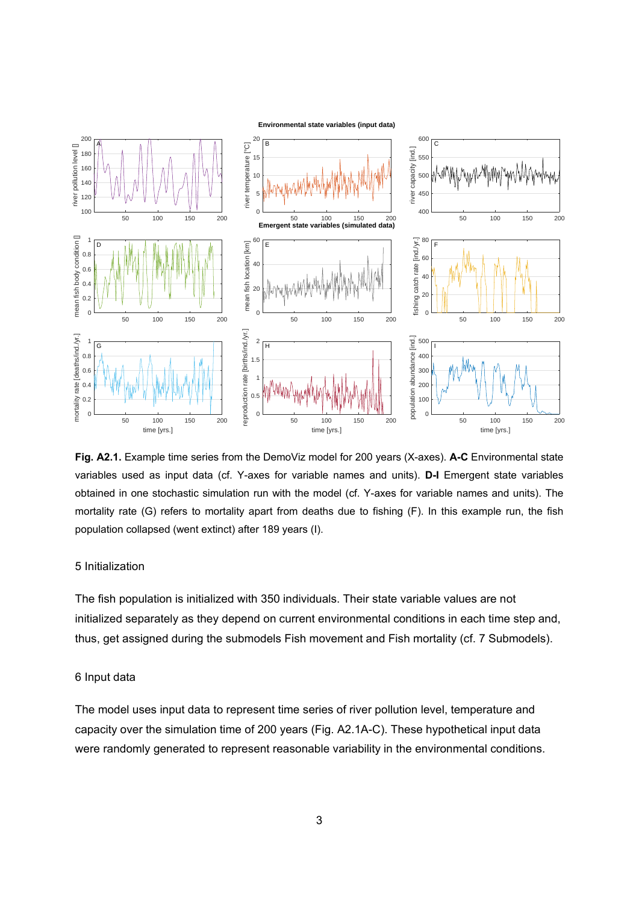**Fig. A2.1.** Example time series from the DemoViz model for 200 years (X-axes). **A-C** Environmental state variables used as input data (cf. Y-axes for variable names and units). **D-I** Emergent state variables obtained in one stochastic simulation run with the model (cf. Y-axes for variable names and units). The mortality rate (G) refers to mortality apart from deaths due to fishing (F). In this example run, the fish population collapsed (went extinct) after 189 years (I).

## 5 Initialization

The fish population is initialized with 350 individuals. Their state variable values are not initialized separately as they depend on current environmental conditions in each time step and, thus, get assigned during the submodels Fish movement and Fish mortality (cf. 7 Submodels).

## 6 Input data

The model uses input data to represent time series of river pollution level, temperature and capacity over the simulation time of 200 years (Fig. A2.1A-C). These hypothetical input data were randomly generated to represent reasonable variability in the environmental conditions.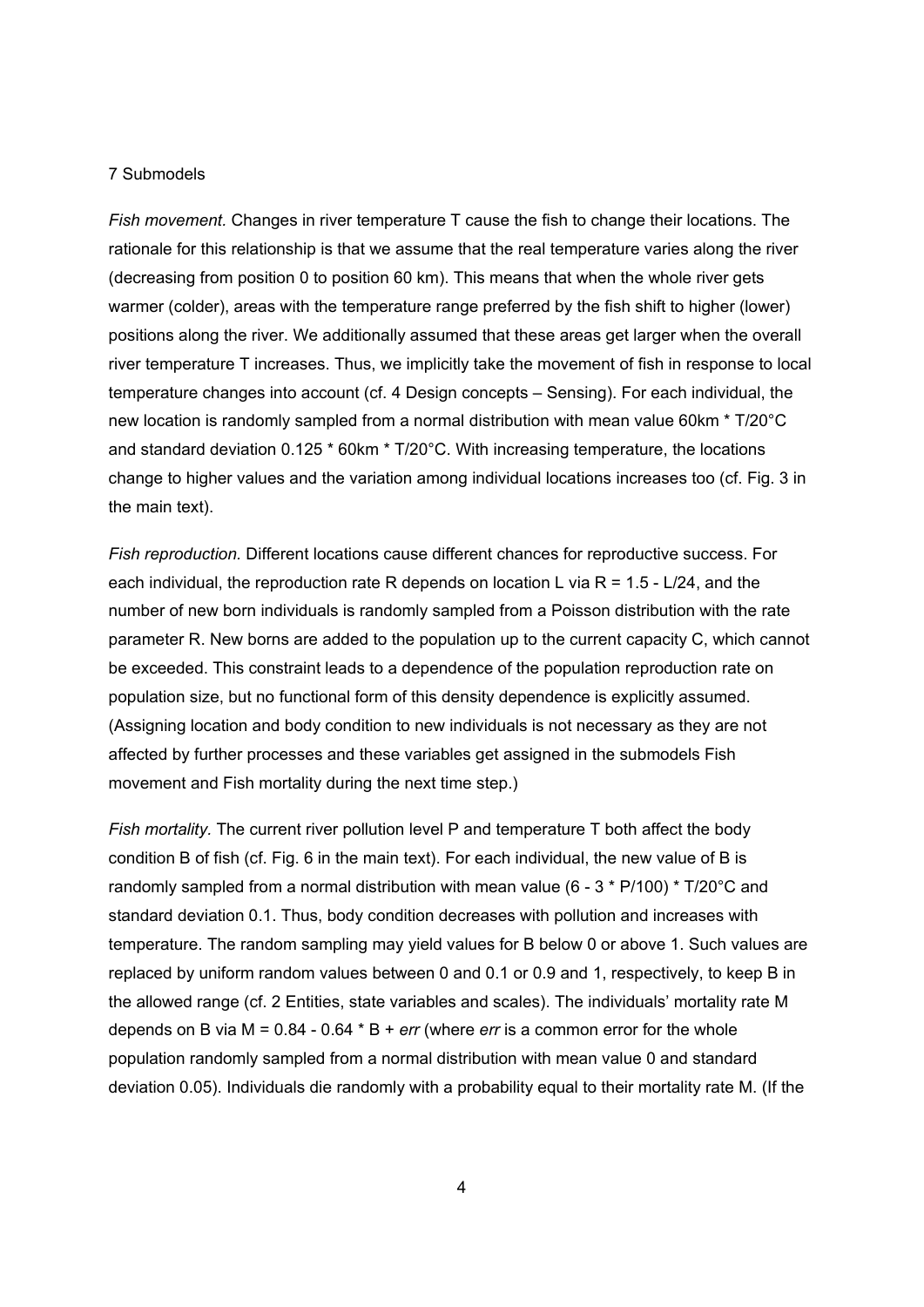7 Submodels

*Fish movement.* Changes in river temperature T cause the fish to change their locations. The rationale for this relationship is that we assume that the real temperature varies along the river (decreasing from position 0 to position 60 km). This means that when the whole river gets warmer (colder), areas with the temperature range preferred by the fish shift to higher (lower) positions along the river. We additionally assumed that these areas get larger when the overall river temperature T increases. Thus, we implicitly take the movement of fish in response to local temperature changes into account (cf. 4 Design concepts – Sensing). For each individual, the new location is randomly sampled from a normal distribution with mean value 60km * T/20°C and standard deviation 0.125 * 60km * T/20°C. With increasing temperature, the locations change to higher values and the variation among individual locations increases too (cf. Fig. 3 in the main text).

*Fish reproduction.* Different locations cause different chances for reproductive success. For each individual, the reproduction rate R depends on location L via R = 1.5 - L/24, and the number of new born individuals is randomly sampled from a Poisson distribution with the rate parameter R. New borns are added to the population up to the current capacity C, which cannot be exceeded. This constraint leads to a dependence of the population reproduction rate on population size, but no functional form of this density dependence is explicitly assumed. (Assigning location and body condition to new individuals is not necessary as they are not affected by further processes and these variables get assigned in the submodels Fish movement and Fish mortality during the next time step.)

*Fish mortality.* The current river pollution level P and temperature T both affect the body condition B of fish (cf. Fig. 6 in the main text). For each individual, the new value of B is randomly sampled from a normal distribution with mean value (6 - 3 * P/100) * T/20°C and standard deviation 0.1. Thus, body condition decreases with pollution and increases with temperature. The random sampling may yield values for B below 0 or above 1. Such values are replaced by uniform random values between 0 and 0.1 or 0.9 and 1, respectively, to keep B in the allowed range (cf. 2 Entities, state variables and scales). The individuals' mortality rate M depends on B via M = 0.84 - 0.64 * B + *err* (where *err* is a common error for the whole population randomly sampled from a normal distribution with mean value 0 and standard deviation 0.05). Individuals die randomly with a probability equal to their mortality rate M. (If the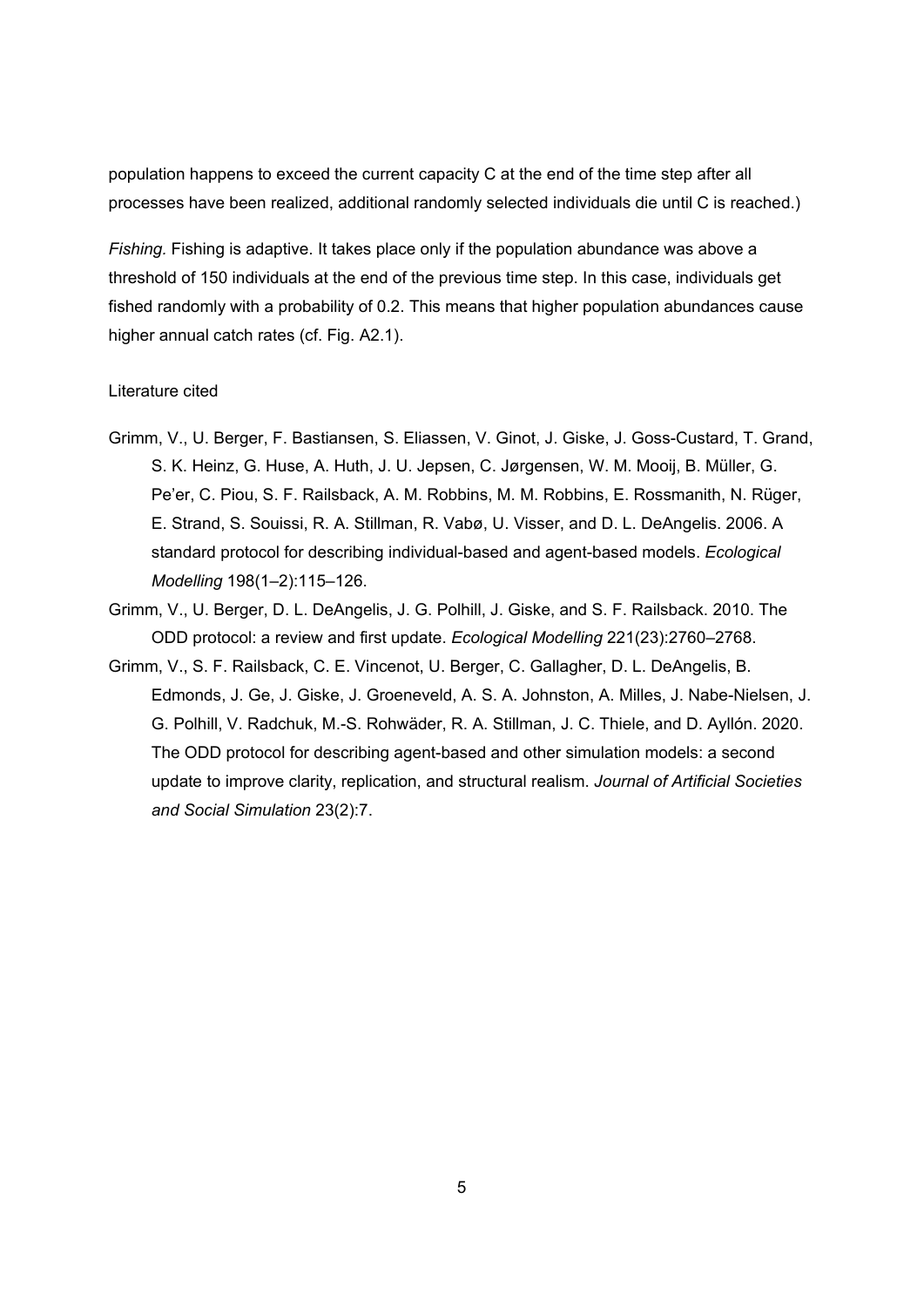population happens to exceed the current capacity C at the end of the time step after all processes have been realized, additional randomly selected individuals die until C is reached.)

*Fishing*. Fishing is adaptive. It takes place only if the population abundance was above a threshold of 150 individuals at the end of the previous time step. In this case, individuals get fished randomly with a probability of 0.2. This means that higher population abundances cause higher annual catch rates (cf. Fig. A2.1).

Literature cited

Grimm, V., U. Berger, F. Bastiansen, S. Eliassen, V. Ginot, J. Giske, J. Goss-Custard, T. Grand, S. K. Heinz, G. Huse, A. Huth, J. U. Jepsen, C. Jørgensen, W. M. Mooij, B. Müller, G. Pe'er, C. Piou, S. F. Railsback, A. M. Robbins, M. M. Robbins, E. Rossmanith, N. Rüger, E. Strand, S. Souissi, R. A. Stillman, R. Vabø, U. Visser, and D. L. DeAngelis. 2006. A standard protocol for describing individual-based and agent-based models. *Ecological Modelling* 198(1–2):115–126.

Grimm, V., U. Berger, D. L. DeAngelis, J. G. Polhill, J. Giske, and S. F. Railsback. 2010. The ODD protocol: a review and first update. *Ecological Modelling* 221(23):2760–2768.

Grimm, V., S. F. Railsback, C. E. Vincenot, U. Berger, C. Gallagher, D. L. DeAngelis, B. Edmonds, J. Ge, J. Giske, J. Groeneveld, A. S. A. Johnston, A. Milles, J. Nabe-Nielsen, J. G. Polhill, V. Radchuk, M.-S. Rohwäder, R. A. Stillman, J. C. Thiele, and D. Ayllón. 2020. The ODD protocol for describing agent-based and other simulation models: a second update to improve clarity, replication, and structural realism. *Journal of Artificial Societies and Social Simulation* 23(2):7.